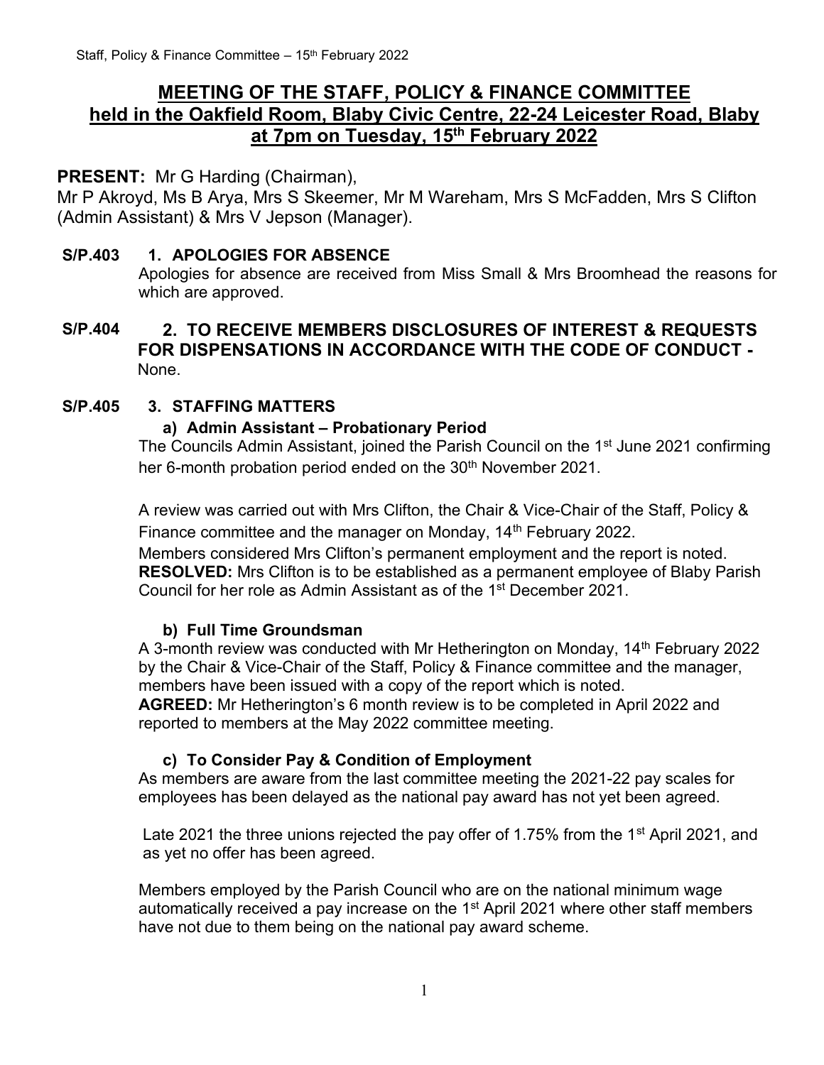# MEETING OF THE STAFF, POLICY & FINANCE COMMITTEE held in the Oakfield Room, Blaby Civic Centre, 22-24 Leicester Road, Blaby at 7pm on Tuesday, 15th February 2022

**PRESENT:** Mr G Harding (Chairman),
Mr P Akroyd, Ms B Arya, Mrs S Skeemer, Mr M Wareham, Mrs S McFadden, Mrs S Clifton (Admin Assistant) & Mrs V Jepson (Manager).

**S/P.403 1. APOLOGIES FOR ABSENCE**

Apologies for absence are received from Miss Small & Mrs Broomhead the reasons for which are approved.

**S/P.404 2. TO RECEIVE MEMBERS DISCLOSURES OF INTEREST & REQUESTS FOR DISPENSATIONS IN ACCORDANCE WITH THE CODE OF CONDUCT -** None.

**S/P.405 3. STAFFING MATTERS**

**a) Admin Assistant – Probationary Period**

The Councils Admin Assistant, joined the Parish Council on the 1st June 2021 confirming her 6-month probation period ended on the 30th November 2021.

A review was carried out with Mrs Clifton, the Chair & Vice-Chair of the Staff, Policy & Finance committee and the manager on Monday, 14th February 2022.
Members considered Mrs Clifton's permanent employment and the report is noted.
**RESOLVED:** Mrs Clifton is to be established as a permanent employee of Blaby Parish Council for her role as Admin Assistant as of the 1st December 2021.

**b) Full Time Groundsman**

A 3-month review was conducted with Mr Hetherington on Monday, 14th February 2022 by the Chair & Vice-Chair of the Staff, Policy & Finance committee and the manager, members have been issued with a copy of the report which is noted.
**AGREED:** Mr Hetherington's 6 month review is to be completed in April 2022 and reported to members at the May 2022 committee meeting.

**c) To Consider Pay & Condition of Employment**

As members are aware from the last committee meeting the 2021-22 pay scales for employees has been delayed as the national pay award has not yet been agreed.

Late 2021 the three unions rejected the pay offer of 1.75% from the 1st April 2021, and as yet no offer has been agreed.

Members employed by the Parish Council who are on the national minimum wage automatically received a pay increase on the 1st April 2021 where other staff members have not due to them being on the national pay award scheme.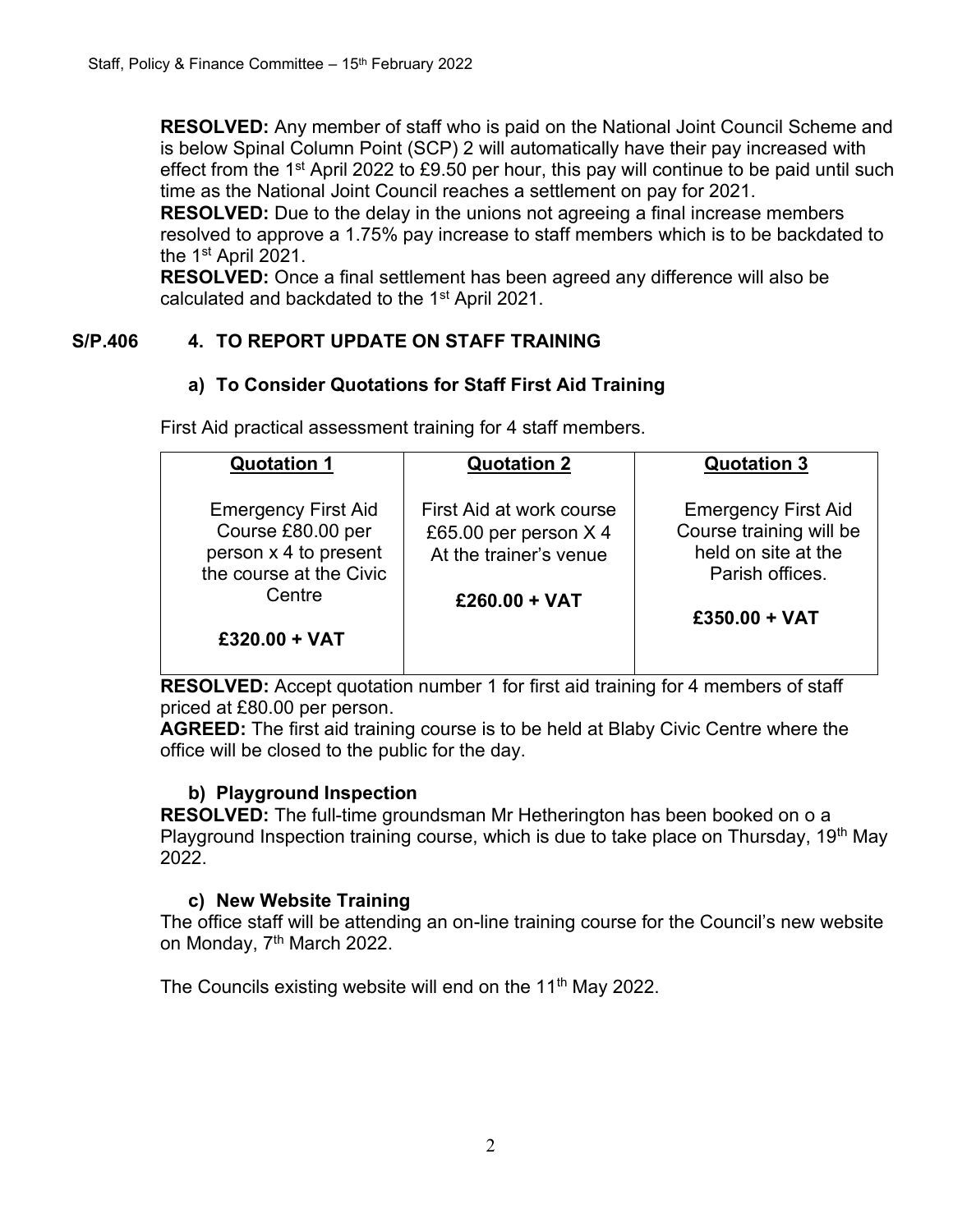**RESOLVED:** Any member of staff who is paid on the National Joint Council Scheme and is below Spinal Column Point (SCP) 2 will automatically have their pay increased with effect from the 1st April 2022 to £9.50 per hour, this pay will continue to be paid until such time as the National Joint Council reaches a settlement on pay for 2021.
**RESOLVED:** Due to the delay in the unions not agreeing a final increase members resolved to approve a 1.75% pay increase to staff members which is to be backdated to the 1st April 2021.
**RESOLVED:** Once a final settlement has been agreed any difference will also be calculated and backdated to the 1st April 2021.

## S/P.406 4. TO REPORT UPDATE ON STAFF TRAINING

### a) To Consider Quotations for Staff First Aid Training

First Aid practical assessment training for 4 staff members.

| Quotation 1 | Quotation 2 | Quotation 3 |
|---|---|---|
| Emergency First Aid Course £80.00 per person x 4 to present the course at the Civic Centre<br><br>**£320.00 + VAT** | First Aid at work course £65.00 per person X 4 At the trainer's venue<br><br>**£260.00 + VAT** | Emergency First Aid Course training will be held on site at the Parish offices.<br><br>**£350.00 + VAT** |

**RESOLVED:** Accept quotation number 1 for first aid training for 4 members of staff priced at £80.00 per person.
**AGREED:** The first aid training course is to be held at Blaby Civic Centre where the office will be closed to the public for the day.

### b) Playground Inspection

**RESOLVED:** The full-time groundsman Mr Hetherington has been booked on o a Playground Inspection training course, which is due to take place on Thursday, 19th May 2022.

### c) New Website Training

The office staff will be attending an on-line training course for the Council's new website on Monday, 7th March 2022.

The Councils existing website will end on the 11th May 2022.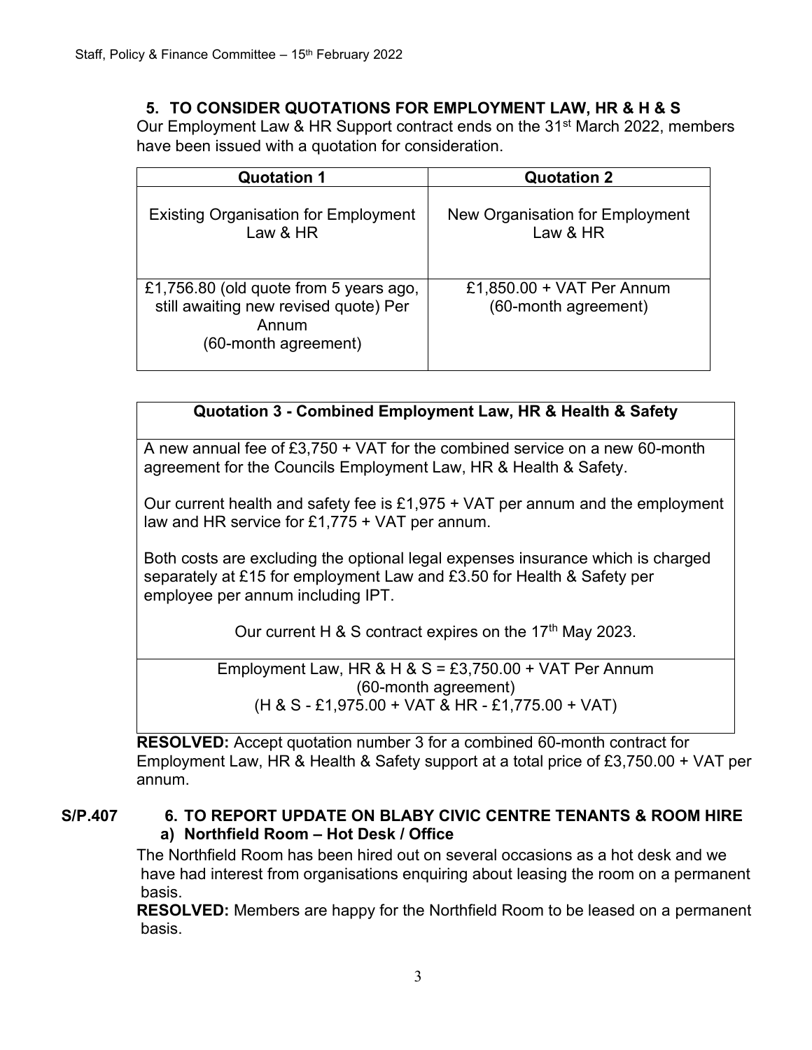## 5. TO CONSIDER QUOTATIONS FOR EMPLOYMENT LAW, HR & H & S

Our Employment Law & HR Support contract ends on the 31st March 2022, members have been issued with a quotation for consideration.

| Quotation 1 | Quotation 2 |
|---|---|
| Existing Organisation for Employment Law & HR | New Organisation for Employment Law & HR |
| £1,756.80 (old quote from 5 years ago, still awaiting new revised quote) Per Annum (60-month agreement) | £1,850.00 + VAT Per Annum (60-month agreement) |

| Quotation 3 - Combined Employment Law, HR & Health & Safety |
|---|
| A new annual fee of £3,750 + VAT for the combined service on a new 60-month agreement for the Councils Employment Law, HR & Health & Safety.<br><br>Our current health and safety fee is £1,975 + VAT per annum and the employment law and HR service for £1,775 + VAT per annum.<br><br>Both costs are excluding the optional legal expenses insurance which is charged separately at £15 for employment Law and £3.50 for Health & Safety per employee per annum including IPT.<br><br>Our current H & S contract expires on the 17th May 2023. |
| Employment Law, HR & H & S = £3,750.00 + VAT Per Annum (60-month agreement) (H & S - £1,975.00 + VAT & HR - £1,775.00 + VAT) |

**RESOLVED:** Accept quotation number 3 for a combined 60-month contract for Employment Law, HR & Health & Safety support at a total price of £3,750.00 + VAT per annum.

## S/P.407 6. TO REPORT UPDATE ON BLABY CIVIC CENTRE TENANTS & ROOM HIRE

### a) Northfield Room – Hot Desk / Office

The Northfield Room has been hired out on several occasions as a hot desk and we have had interest from organisations enquiring about leasing the room on a permanent basis.

**RESOLVED:** Members are happy for the Northfield Room to be leased on a permanent basis.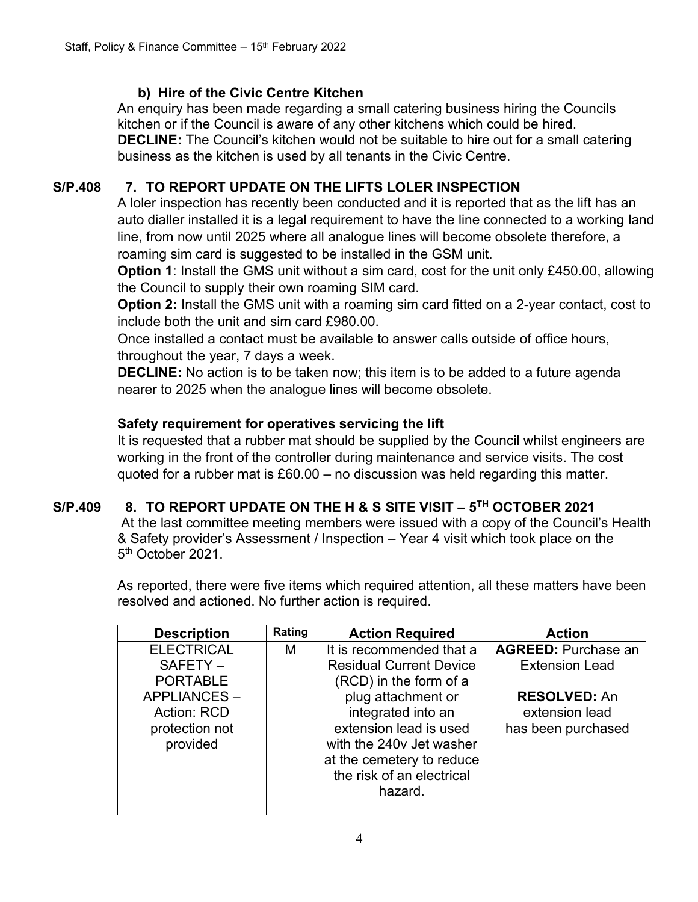### b) Hire of the Civic Centre Kitchen

An enquiry has been made regarding a small catering business hiring the Councils kitchen or if the Council is aware of any other kitchens which could be hired.
**DECLINE:** The Council's kitchen would not be suitable to hire out for a small catering business as the kitchen is used by all tenants in the Civic Centre.

## S/P.408 7. TO REPORT UPDATE ON THE LIFTS LOLER INSPECTION

A loler inspection has recently been conducted and it is reported that as the lift has an auto dialler installed it is a legal requirement to have the line connected to a working land line, from now until 2025 where all analogue lines will become obsolete therefore, a roaming sim card is suggested to be installed in the GSM unit.

**Option 1**: Install the GMS unit without a sim card, cost for the unit only £450.00, allowing the Council to supply their own roaming SIM card.

**Option 2:** Install the GMS unit with a roaming sim card fitted on a 2-year contact, cost to include both the unit and sim card £980.00.

Once installed a contact must be available to answer calls outside of office hours, throughout the year, 7 days a week.

**DECLINE:** No action is to be taken now; this item is to be added to a future agenda nearer to 2025 when the analogue lines will become obsolete.

### Safety requirement for operatives servicing the lift

It is requested that a rubber mat should be supplied by the Council whilst engineers are working in the front of the controller during maintenance and service visits. The cost quoted for a rubber mat is £60.00 – no discussion was held regarding this matter.

## S/P.409 8. TO REPORT UPDATE ON THE H & S SITE VISIT – 5TH OCTOBER 2021

At the last committee meeting members were issued with a copy of the Council's Health & Safety provider's Assessment / Inspection – Year 4 visit which took place on the 5th October 2021.

As reported, there were five items which required attention, all these matters have been resolved and actioned. No further action is required.

| Description | Rating | Action Required | Action |
|---|---|---|---|
| ELECTRICAL SAFETY – PORTABLE APPLIANCES – Action: RCD protection not provided | M | It is recommended that a Residual Current Device (RCD) in the form of a plug attachment or integrated into an extension lead is used with the 240v Jet washer at the cemetery to reduce the risk of an electrical hazard. | **AGREED:** Purchase an Extension Lead<br><br>**RESOLVED:** An extension lead has been purchased |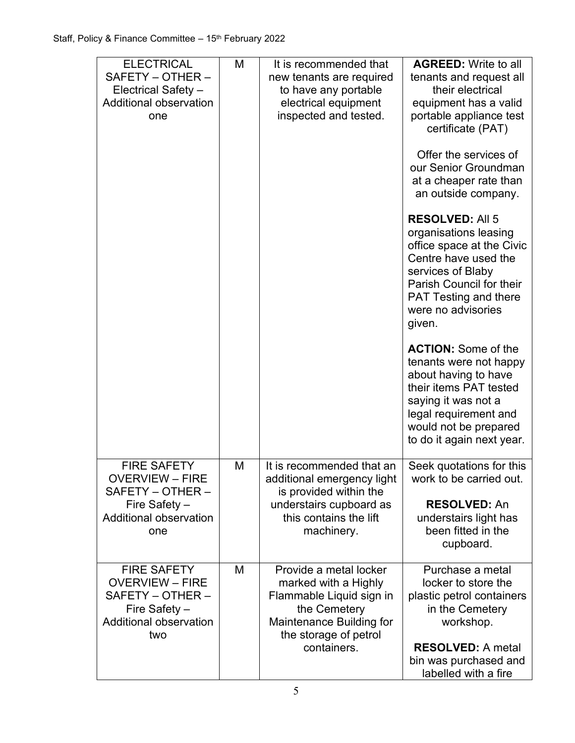| ELECTRICAL SAFETY – OTHER – Electrical Safety – Additional observation one | M | It is recommended that new tenants are required to have any portable electrical equipment inspected and tested. | **AGREED:** Write to all tenants and request all their electrical equipment has a valid portable appliance test certificate (PAT)<br><br>Offer the services of our Senior Groundman at a cheaper rate than an outside company.<br><br>**RESOLVED:** All 5 organisations leasing office space at the Civic Centre have used the services of Blaby Parish Council for their PAT Testing and there were no advisories given.<br><br>**ACTION:** Some of the tenants were not happy about having to have their items PAT tested saying it was not a legal requirement and would not be prepared to do it again next year. |
|---|---|---|---|
| FIRE SAFETY OVERVIEW – FIRE SAFETY – OTHER – Fire Safety – Additional observation one | M | It is recommended that an additional emergency light is provided within the understairs cupboard as this contains the lift machinery. | Seek quotations for this work to be carried out.<br><br>**RESOLVED:** An understairs light has been fitted in the cupboard. |
| FIRE SAFETY OVERVIEW – FIRE SAFETY – OTHER – Fire Safety – Additional observation two | M | Provide a metal locker marked with a Highly Flammable Liquid sign in the Cemetery Maintenance Building for the storage of petrol containers. | Purchase a metal locker to store the plastic petrol containers in the Cemetery workshop.<br><br>**RESOLVED:** A metal bin was purchased and labelled with a fire |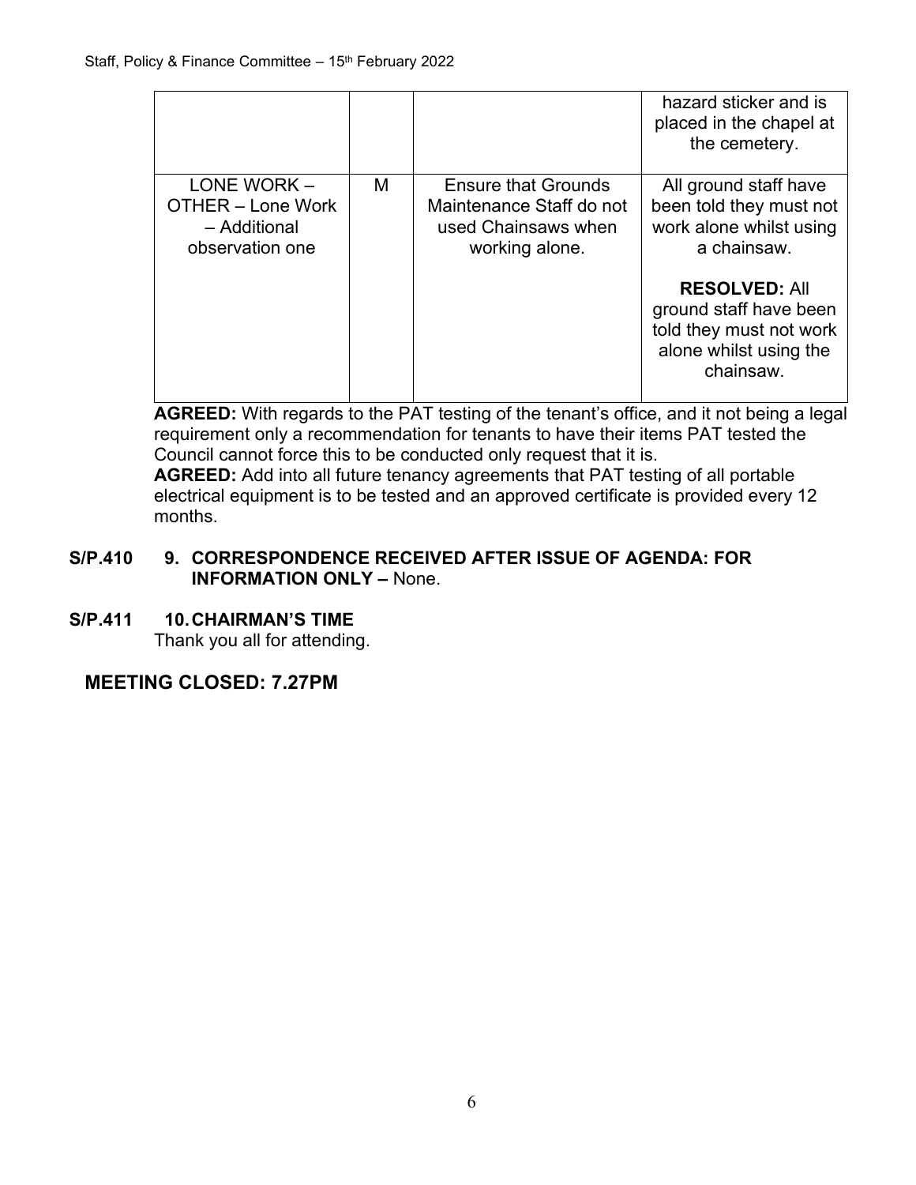| | | | |
|---|---|---|---|
| | | | hazard sticker and is placed in the chapel at the cemetery. |
| LONE WORK – OTHER – Lone Work – Additional observation one | M | Ensure that Grounds Maintenance Staff do not used Chainsaws when working alone. | All ground staff have been told they must not work alone whilst using a chainsaw.<br><br>**RESOLVED:** All ground staff have been told they must not work alone whilst using the chainsaw. |

**AGREED:** With regards to the PAT testing of the tenant's office, and it not being a legal requirement only a recommendation for tenants to have their items PAT tested the Council cannot force this to be conducted only request that it is.
**AGREED:** Add into all future tenancy agreements that PAT testing of all portable electrical equipment is to be tested and an approved certificate is provided every 12 months.

**S/P.410 9. CORRESPONDENCE RECEIVED AFTER ISSUE OF AGENDA: FOR INFORMATION ONLY –** None.

**S/P.411 10. CHAIRMAN'S TIME**
Thank you all for attending.

**MEETING CLOSED: 7.27PM**